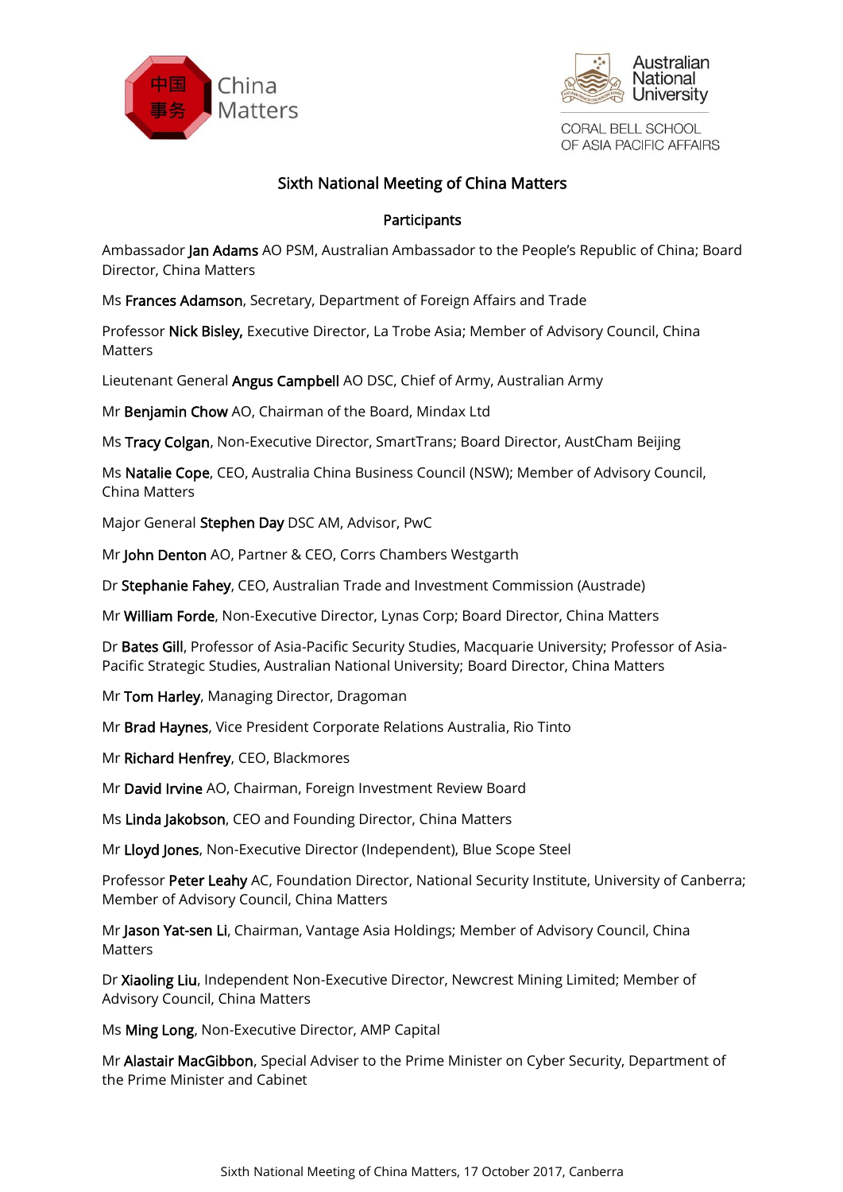China Matters

中国事务

Australian National University

CORAL BELL SCHOOL OF ASIA PACIFIC AFFAIRS

# Sixth National Meeting of China Matters

## Participants

Ambassador **Jan Adams** AO PSM, Australian Ambassador to the People's Republic of China; Board Director, China Matters

Ms **Frances Adamson**, Secretary, Department of Foreign Affairs and Trade

Professor **Nick Bisley,** Executive Director, La Trobe Asia; Member of Advisory Council, China Matters

Lieutenant General **Angus Campbell** AO DSC, Chief of Army, Australian Army

Mr **Benjamin Chow** AO, Chairman of the Board, Mindax Ltd

Ms **Tracy Colgan**, Non-Executive Director, SmartTrans; Board Director, AustCham Beijing

Ms **Natalie Cope**, CEO, Australia China Business Council (NSW); Member of Advisory Council, China Matters

Major General **Stephen Day** DSC AM, Advisor, PwC

Mr **John Denton** AO, Partner & CEO, Corrs Chambers Westgarth

Dr **Stephanie Fahey**, CEO, Australian Trade and Investment Commission (Austrade)

Mr **William Forde**, Non-Executive Director, Lynas Corp; Board Director, China Matters

Dr **Bates Gill**, Professor of Asia-Pacific Security Studies, Macquarie University; Professor of Asia-Pacific Strategic Studies, Australian National University; Board Director, China Matters

Mr **Tom Harley**, Managing Director, Dragoman

Mr **Brad Haynes**, Vice President Corporate Relations Australia, Rio Tinto

Mr **Richard Henfrey**, CEO, Blackmores

Mr **David Irvine** AO, Chairman, Foreign Investment Review Board

Ms **Linda Jakobson**, CEO and Founding Director, China Matters

Mr **Lloyd Jones**, Non-Executive Director (Independent), Blue Scope Steel

Professor **Peter Leahy** AC, Foundation Director, National Security Institute, University of Canberra; Member of Advisory Council, China Matters

Mr **Jason Yat-sen Li**, Chairman, Vantage Asia Holdings; Member of Advisory Council, China Matters

Dr **Xiaoling Liu**, Independent Non-Executive Director, Newcrest Mining Limited; Member of Advisory Council, China Matters

Ms **Ming Long**, Non-Executive Director, AMP Capital

Mr **Alastair MacGibbon**, Special Adviser to the Prime Minister on Cyber Security, Department of the Prime Minister and Cabinet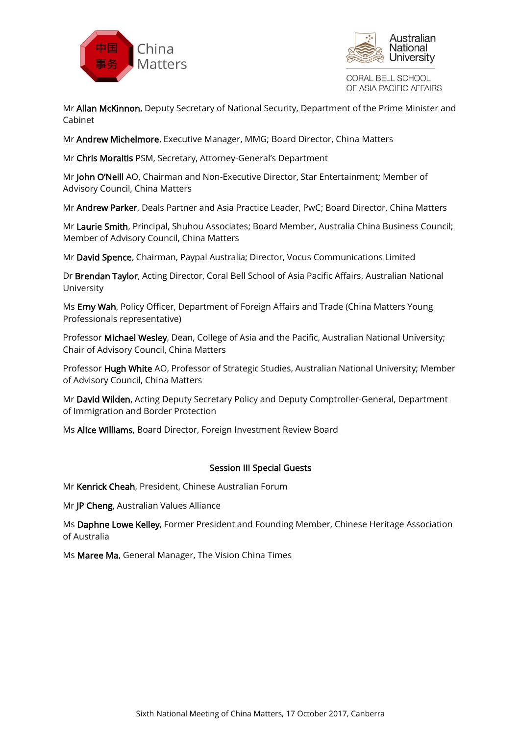Mr **Allan McKinnon**, Deputy Secretary of National Security, Department of the Prime Minister and Cabinet

Mr **Andrew Michelmore**, Executive Manager, MMG; Board Director, China Matters

Mr **Chris Moraitis** PSM, Secretary, Attorney-General's Department

Mr **John O'Neill** AO, Chairman and Non-Executive Director, Star Entertainment; Member of Advisory Council, China Matters

Mr **Andrew Parker**, Deals Partner and Asia Practice Leader, PwC; Board Director, China Matters

Mr **Laurie Smith**, Principal, Shuhou Associates; Board Member, Australia China Business Council; Member of Advisory Council, China Matters

Mr **David Spence**, Chairman, Paypal Australia; Director, Vocus Communications Limited

Dr **Brendan Taylor**, Acting Director, Coral Bell School of Asia Pacific Affairs, Australian National University

Ms **Erny Wah**, Policy Officer, Department of Foreign Affairs and Trade (China Matters Young Professionals representative)

Professor **Michael Wesley**, Dean, College of Asia and the Pacific, Australian National University; Chair of Advisory Council, China Matters

Professor **Hugh White** AO, Professor of Strategic Studies, Australian National University; Member of Advisory Council, China Matters

Mr **David Wilden**, Acting Deputy Secretary Policy and Deputy Comptroller-General, Department of Immigration and Border Protection

Ms **Alice Williams**, Board Director, Foreign Investment Review Board

## Session III Special Guests

Mr **Kenrick Cheah**, President, Chinese Australian Forum

Mr **JP Cheng**, Australian Values Alliance

Ms **Daphne Lowe Kelley**, Former President and Founding Member, Chinese Heritage Association of Australia

Ms **Maree Ma**, General Manager, The Vision China Times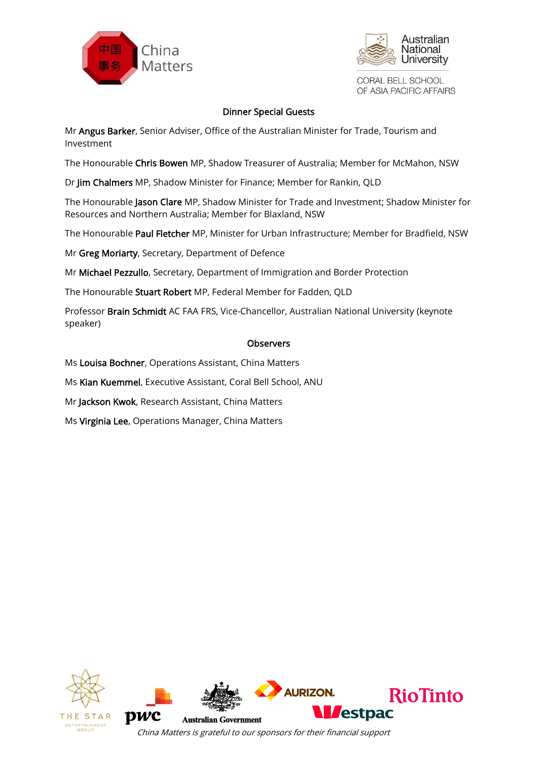## Dinner Special Guests

Mr **Angus Barker**, Senior Adviser, Office of the Australian Minister for Trade, Tourism and Investment

The Honourable **Chris Bowen** MP, Shadow Treasurer of Australia; Member for McMahon, NSW

Dr **Jim Chalmers** MP, Shadow Minister for Finance; Member for Rankin, QLD

The Honourable **Jason Clare** MP, Shadow Minister for Trade and Investment; Shadow Minister for Resources and Northern Australia; Member for Blaxland, NSW

The Honourable **Paul Fletcher** MP, Minister for Urban Infrastructure; Member for Bradfield, NSW

Mr **Greg Moriarty**, Secretary, Department of Defence

Mr **Michael Pezzullo**, Secretary, Department of Immigration and Border Protection

The Honourable **Stuart Robert** MP, Federal Member for Fadden, QLD

Professor **Brain Schmidt** AC FAA FRS, Vice-Chancellor, Australian National University (keynote speaker)

## Observers

Ms **Louisa Bochner**, Operations Assistant, China Matters

Ms **Kian Kuemmel**, Executive Assistant, Coral Bell School, ANU

Mr **Jackson Kwok**, Research Assistant, China Matters

Ms **Virginia Lee**, Operations Manager, China Matters

*China Matters is grateful to our sponsors for their financial support*